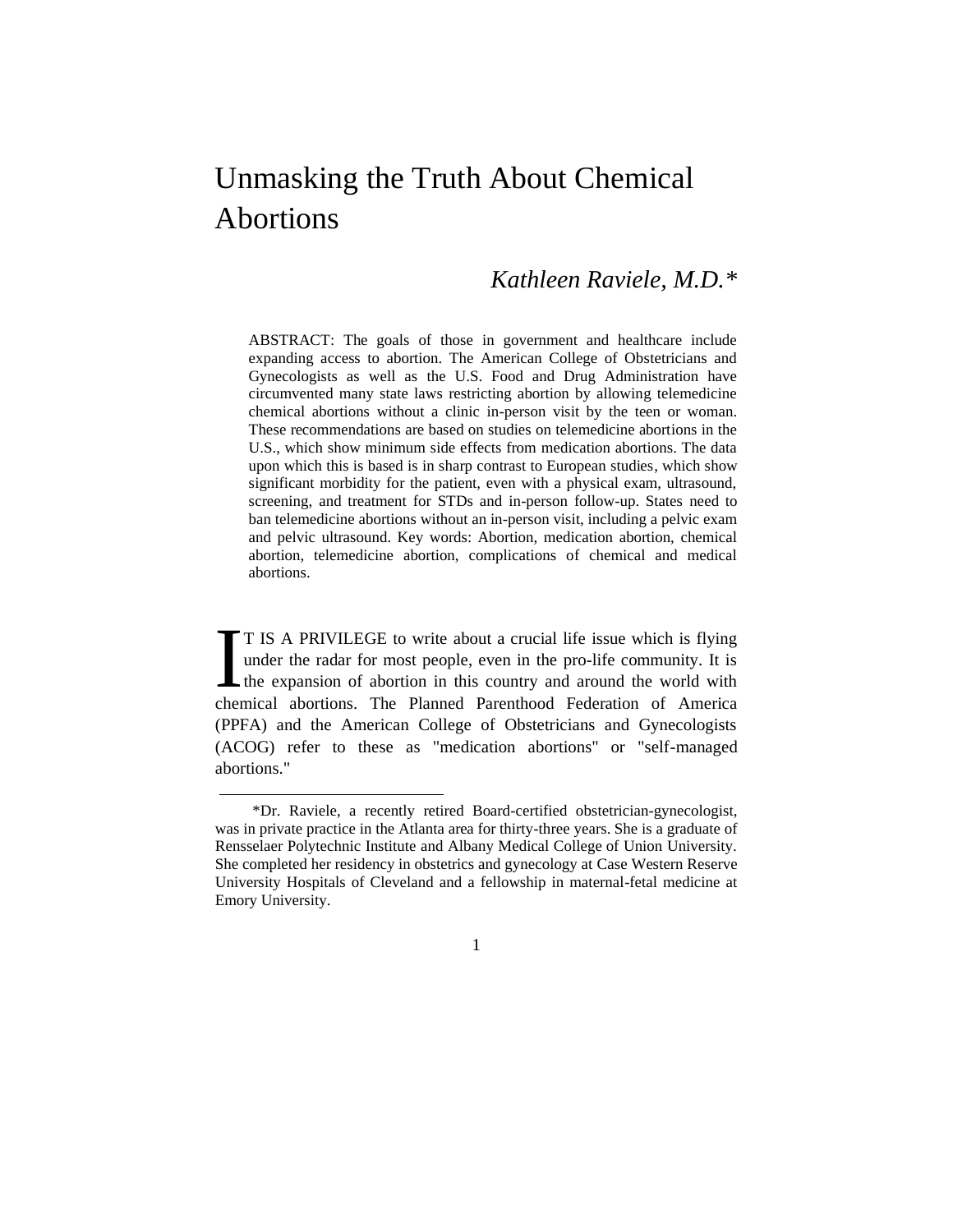# Unmasking the Truth About Chemical Abortions

*Kathleen Raviele, M.D.\**

ABSTRACT: The goals of those in government and healthcare include expanding access to abortion. The American College of Obstetricians and Gynecologists as well as the U.S. Food and Drug Administration have circumvented many state laws restricting abortion by allowing telemedicine chemical abortions without a clinic in-person visit by the teen or woman. These recommendations are based on studies on telemedicine abortions in the U.S., which show minimum side effects from medication abortions. The data upon which this is based is in sharp contrast to European studies, which show significant morbidity for the patient, even with a physical exam, ultrasound, screening, and treatment for STDs and in-person follow-up. States need to ban telemedicine abortions without an in-person visit, including a pelvic exam and pelvic ultrasound. Key words: Abortion, medication abortion, chemical abortion, telemedicine abortion, complications of chemical and medical abortions.

IT IS A PRIVILEGE to write about a crucial life issue which is flying under the radar for most people, even in the pro-life community. It is the expansion of abortion in this country and around the world with chemical abortions. The Planned Parenthood Federation of America (PPFA) and the American College of Obstetricians and Gynecologists (ACOG) refer to these as "medication abortions" or "self-managed abortions."

---

\*Dr. Raviele, a recently retired Board-certified obstetrician-gynecologist, was in private practice in the Atlanta area for thirty-three years. She is a graduate of Rensselaer Polytechnic Institute and Albany Medical College of Union University. She completed her residency in obstetrics and gynecology at Case Western Reserve University Hospitals of Cleveland and a fellowship in maternal-fetal medicine at Emory University.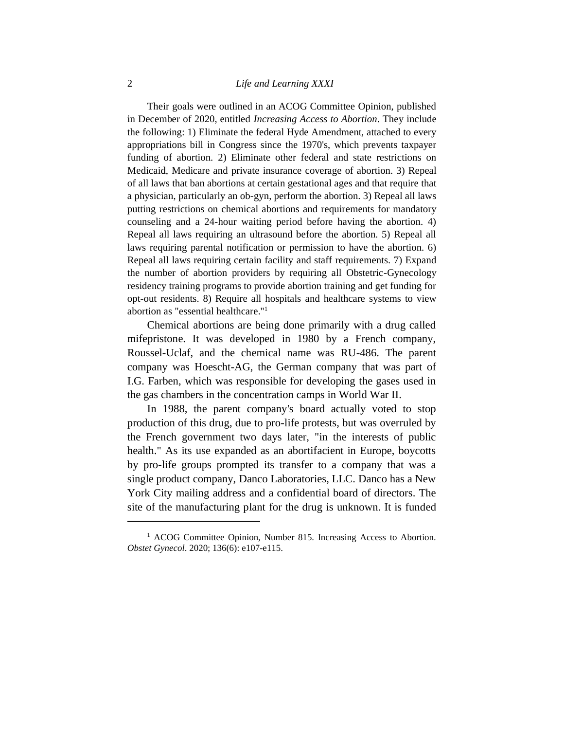Their goals were outlined in an ACOG Committee Opinion, published in December of 2020, entitled *Increasing Access to Abortion*. They include the following: 1) Eliminate the federal Hyde Amendment, attached to every appropriations bill in Congress since the 1970's, which prevents taxpayer funding of abortion. 2) Eliminate other federal and state restrictions on Medicaid, Medicare and private insurance coverage of abortion. 3) Repeal of all laws that ban abortions at certain gestational ages and that require that a physician, particularly an ob-gyn, perform the abortion. 3) Repeal all laws putting restrictions on chemical abortions and requirements for mandatory counseling and a 24-hour waiting period before having the abortion. 4) Repeal all laws requiring an ultrasound before the abortion. 5) Repeal all laws requiring parental notification or permission to have the abortion. 6) Repeal all laws requiring certain facility and staff requirements. 7) Expand the number of abortion providers by requiring all Obstetric-Gynecology residency training programs to provide abortion training and get funding for opt-out residents. 8) Require all hospitals and healthcare systems to view abortion as "essential healthcare."[1]

Chemical abortions are being done primarily with a drug called mifepristone. It was developed in 1980 by a French company, Roussel-Uclaf, and the chemical name was RU-486. The parent company was Hoescht-AG, the German company that was part of I.G. Farben, which was responsible for developing the gases used in the gas chambers in the concentration camps in World War II.

In 1988, the parent company's board actually voted to stop production of this drug, due to pro-life protests, but was overruled by the French government two days later, "in the interests of public health." As its use expanded as an abortifacient in Europe, boycotts by pro-life groups prompted its transfer to a company that was a single product company, Danco Laboratories, LLC. Danco has a New York City mailing address and a confidential board of directors. The site of the manufacturing plant for the drug is unknown. It is funded

---

[1] ACOG Committee Opinion, Number 815. Increasing Access to Abortion. *Obstet Gynecol*. 2020; 136(6): e107-e115.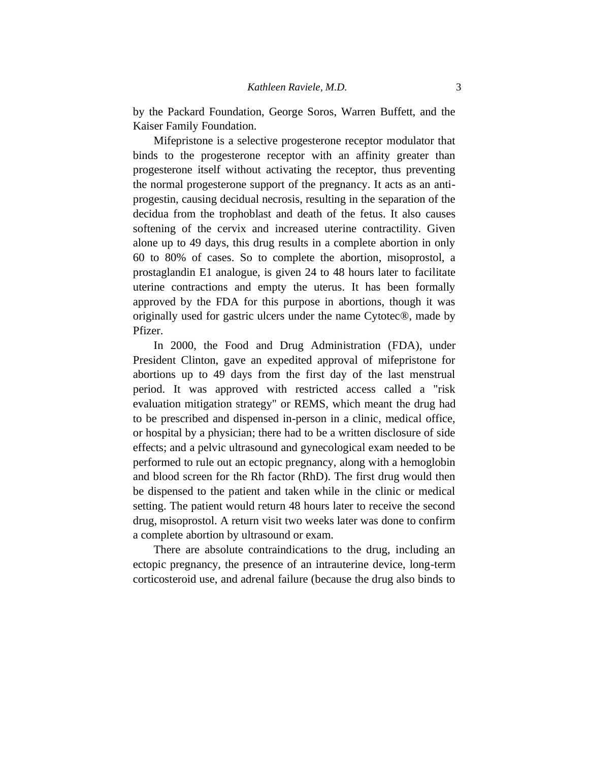by the Packard Foundation, George Soros, Warren Buffett, and the Kaiser Family Foundation.

Mifepristone is a selective progesterone receptor modulator that binds to the progesterone receptor with an affinity greater than progesterone itself without activating the receptor, thus preventing the normal progesterone support of the pregnancy. It acts as an anti-progestin, causing decidual necrosis, resulting in the separation of the decidua from the trophoblast and death of the fetus. It also causes softening of the cervix and increased uterine contractility. Given alone up to 49 days, this drug results in a complete abortion in only 60 to 80% of cases. So to complete the abortion, misoprostol, a prostaglandin E1 analogue, is given 24 to 48 hours later to facilitate uterine contractions and empty the uterus. It has been formally approved by the FDA for this purpose in abortions, though it was originally used for gastric ulcers under the name Cytotec®, made by Pfizer.

In 2000, the Food and Drug Administration (FDA), under President Clinton, gave an expedited approval of mifepristone for abortions up to 49 days from the first day of the last menstrual period. It was approved with restricted access called a "risk evaluation mitigation strategy" or REMS, which meant the drug had to be prescribed and dispensed in-person in a clinic, medical office, or hospital by a physician; there had to be a written disclosure of side effects; and a pelvic ultrasound and gynecological exam needed to be performed to rule out an ectopic pregnancy, along with a hemoglobin and blood screen for the Rh factor (RhD). The first drug would then be dispensed to the patient and taken while in the clinic or medical setting. The patient would return 48 hours later to receive the second drug, misoprostol. A return visit two weeks later was done to confirm a complete abortion by ultrasound or exam.

There are absolute contraindications to the drug, including an ectopic pregnancy, the presence of an intrauterine device, long-term corticosteroid use, and adrenal failure (because the drug also binds to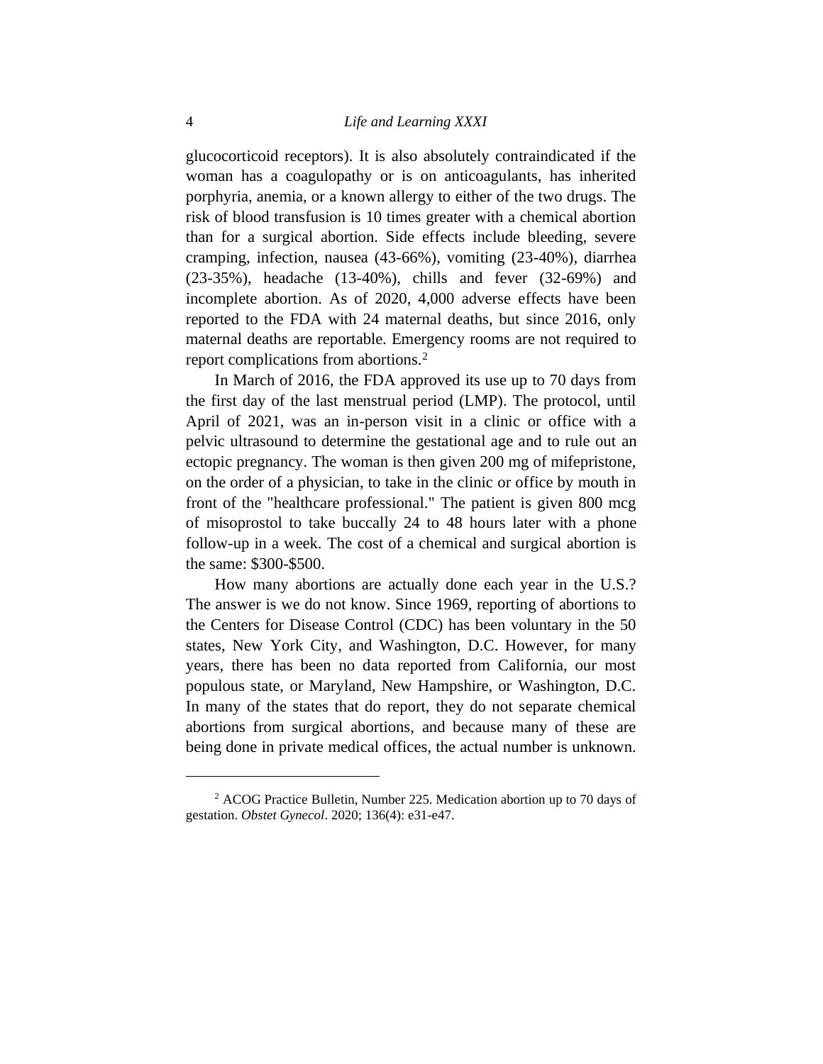glucocorticoid receptors). It is also absolutely contraindicated if the woman has a coagulopathy or is on anticoagulants, has inherited porphyria, anemia, or a known allergy to either of the two drugs. The risk of blood transfusion is 10 times greater with a chemical abortion than for a surgical abortion. Side effects include bleeding, severe cramping, infection, nausea (43-66%), vomiting (23-40%), diarrhea (23-35%), headache (13-40%), chills and fever (32-69%) and incomplete abortion. As of 2020, 4,000 adverse effects have been reported to the FDA with 24 maternal deaths, but since 2016, only maternal deaths are reportable. Emergency rooms are not required to report complications from abortions.[2]

In March of 2016, the FDA approved its use up to 70 days from the first day of the last menstrual period (LMP). The protocol, until April of 2021, was an in-person visit in a clinic or office with a pelvic ultrasound to determine the gestational age and to rule out an ectopic pregnancy. The woman is then given 200 mg of mifepristone, on the order of a physician, to take in the clinic or office by mouth in front of the "healthcare professional." The patient is given 800 mcg of misoprostol to take buccally 24 to 48 hours later with a phone follow-up in a week. The cost of a chemical and surgical abortion is the same: $300-$500.

How many abortions are actually done each year in the U.S.? The answer is we do not know. Since 1969, reporting of abortions to the Centers for Disease Control (CDC) has been voluntary in the 50 states, New York City, and Washington, D.C. However, for many years, there has been no data reported from California, our most populous state, or Maryland, New Hampshire, or Washington, D.C. In many of the states that do report, they do not separate chemical abortions from surgical abortions, and because many of these are being done in private medical offices, the actual number is unknown.

---

[2] ACOG Practice Bulletin, Number 225. Medication abortion up to 70 days of gestation. *Obstet Gynecol*. 2020; 136(4): e31-e47.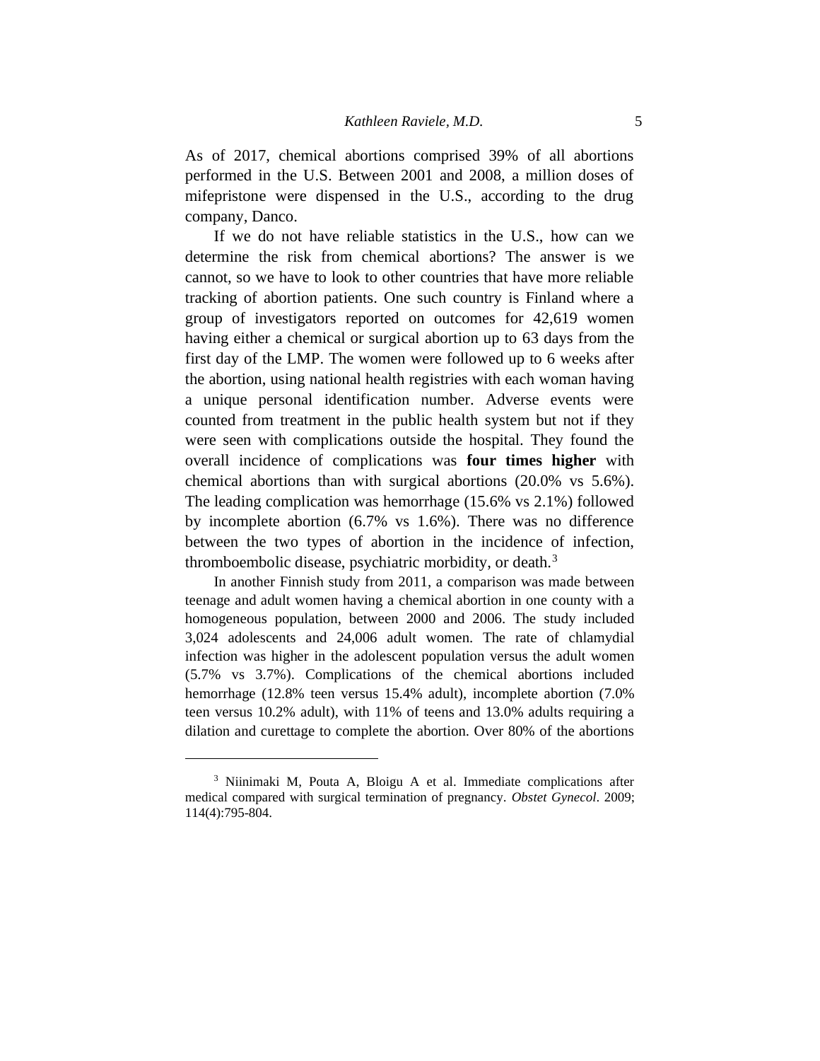As of 2017, chemical abortions comprised 39% of all abortions performed in the U.S. Between 2001 and 2008, a million doses of mifepristone were dispensed in the U.S., according to the drug company, Danco.

If we do not have reliable statistics in the U.S., how can we determine the risk from chemical abortions? The answer is we cannot, so we have to look to other countries that have more reliable tracking of abortion patients. One such country is Finland where a group of investigators reported on outcomes for 42,619 women having either a chemical or surgical abortion up to 63 days from the first day of the LMP. The women were followed up to 6 weeks after the abortion, using national health registries with each woman having a unique personal identification number. Adverse events were counted from treatment in the public health system but not if they were seen with complications outside the hospital. They found the overall incidence of complications was **four times higher** with chemical abortions than with surgical abortions (20.0% vs 5.6%). The leading complication was hemorrhage (15.6% vs 2.1%) followed by incomplete abortion (6.7% vs 1.6%). There was no difference between the two types of abortion in the incidence of infection, thromboembolic disease, psychiatric morbidity, or death.[3]

In another Finnish study from 2011, a comparison was made between teenage and adult women having a chemical abortion in one county with a homogeneous population, between 2000 and 2006. The study included 3,024 adolescents and 24,006 adult women. The rate of chlamydial infection was higher in the adolescent population versus the adult women (5.7% vs 3.7%). Complications of the chemical abortions included hemorrhage (12.8% teen versus 15.4% adult), incomplete abortion (7.0% teen versus 10.2% adult), with 11% of teens and 13.0% adults requiring a dilation and curettage to complete the abortion. Over 80% of the abortions

---

[3] Niinimaki M, Pouta A, Bloigu A et al. Immediate complications after medical compared with surgical termination of pregnancy. *Obstet Gynecol*. 2009; 114(4):795-804.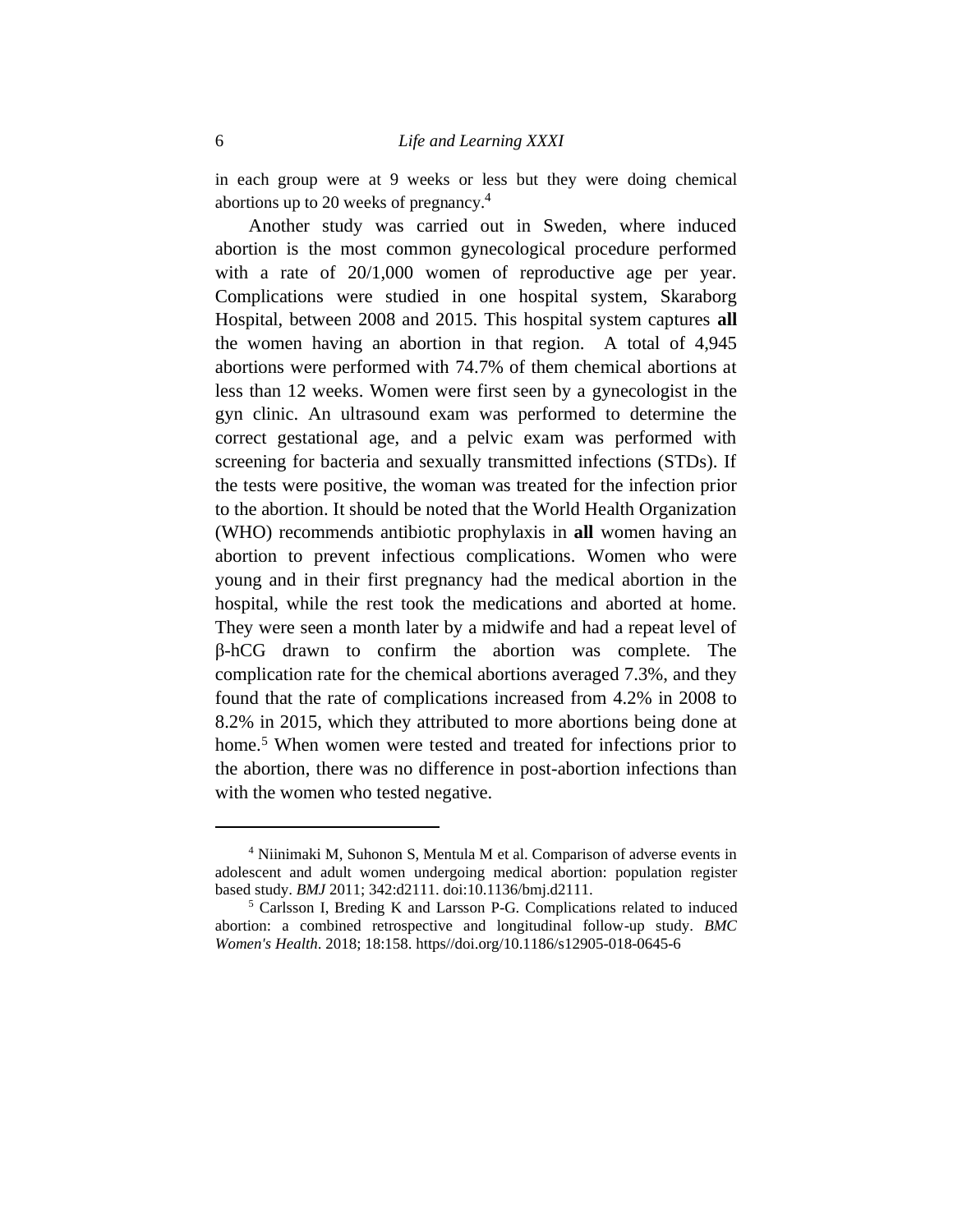in each group were at 9 weeks or less but they were doing chemical abortions up to 20 weeks of pregnancy.[4]

Another study was carried out in Sweden, where induced abortion is the most common gynecological procedure performed with a rate of 20/1,000 women of reproductive age per year. Complications were studied in one hospital system, Skaraborg Hospital, between 2008 and 2015. This hospital system captures **all** the women having an abortion in that region. A total of 4,945 abortions were performed with 74.7% of them chemical abortions at less than 12 weeks. Women were first seen by a gynecologist in the gyn clinic. An ultrasound exam was performed to determine the correct gestational age, and a pelvic exam was performed with screening for bacteria and sexually transmitted infections (STDs). If the tests were positive, the woman was treated for the infection prior to the abortion. It should be noted that the World Health Organization (WHO) recommends antibiotic prophylaxis in **all** women having an abortion to prevent infectious complications. Women who were young and in their first pregnancy had the medical abortion in the hospital, while the rest took the medications and aborted at home. They were seen a month later by a midwife and had a repeat level of β-hCG drawn to confirm the abortion was complete. The complication rate for the chemical abortions averaged 7.3%, and they found that the rate of complications increased from 4.2% in 2008 to 8.2% in 2015, which they attributed to more abortions being done at home.[5] When women were tested and treated for infections prior to the abortion, there was no difference in post-abortion infections than with the women who tested negative.

---

[4] Niinimaki M, Suhonon S, Mentula M et al. Comparison of adverse events in adolescent and adult women undergoing medical abortion: population register based study. *BMJ* 2011; 342:d2111. doi:10.1136/bmj.d2111.

[5] Carlsson I, Breding K and Larsson P-G. Complications related to induced abortion: a combined retrospective and longitudinal follow-up study. *BMC Women's Health*. 2018; 18:158. https//doi.org/10.1186/s12905-018-0645-6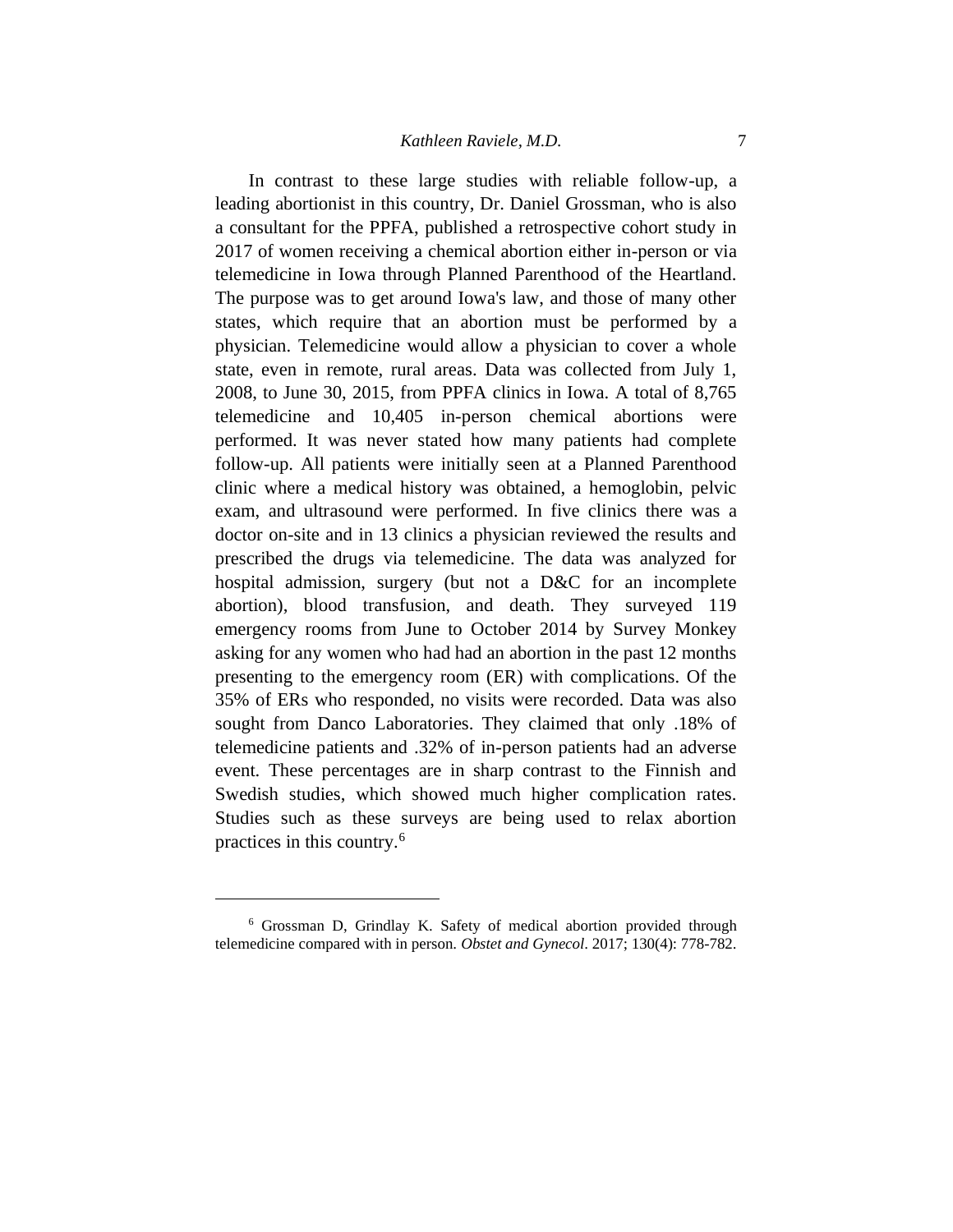In contrast to these large studies with reliable follow-up, a leading abortionist in this country, Dr. Daniel Grossman, who is also a consultant for the PPFA, published a retrospective cohort study in 2017 of women receiving a chemical abortion either in-person or via telemedicine in Iowa through Planned Parenthood of the Heartland. The purpose was to get around Iowa's law, and those of many other states, which require that an abortion must be performed by a physician. Telemedicine would allow a physician to cover a whole state, even in remote, rural areas. Data was collected from July 1, 2008, to June 30, 2015, from PPFA clinics in Iowa. A total of 8,765 telemedicine and 10,405 in-person chemical abortions were performed. It was never stated how many patients had complete follow-up. All patients were initially seen at a Planned Parenthood clinic where a medical history was obtained, a hemoglobin, pelvic exam, and ultrasound were performed. In five clinics there was a doctor on-site and in 13 clinics a physician reviewed the results and prescribed the drugs via telemedicine. The data was analyzed for hospital admission, surgery (but not a D&C for an incomplete abortion), blood transfusion, and death. They surveyed 119 emergency rooms from June to October 2014 by Survey Monkey asking for any women who had had an abortion in the past 12 months presenting to the emergency room (ER) with complications. Of the 35% of ERs who responded, no visits were recorded. Data was also sought from Danco Laboratories. They claimed that only .18% of telemedicine patients and .32% of in-person patients had an adverse event. These percentages are in sharp contrast to the Finnish and Swedish studies, which showed much higher complication rates. Studies such as these surveys are being used to relax abortion practices in this country.[6]

---

[6] Grossman D, Grindlay K. Safety of medical abortion provided through telemedicine compared with in person. *Obstet and Gynecol*. 2017; 130(4): 778-782.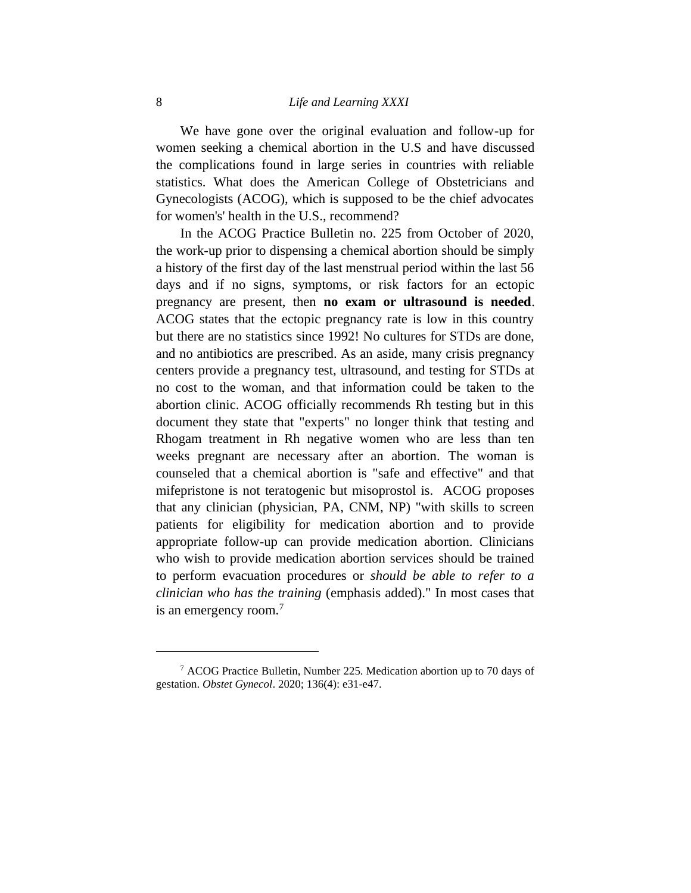We have gone over the original evaluation and follow-up for women seeking a chemical abortion in the U.S and have discussed the complications found in large series in countries with reliable statistics. What does the American College of Obstetricians and Gynecologists (ACOG), which is supposed to be the chief advocates for women's' health in the U.S., recommend?

In the ACOG Practice Bulletin no. 225 from October of 2020, the work-up prior to dispensing a chemical abortion should be simply a history of the first day of the last menstrual period within the last 56 days and if no signs, symptoms, or risk factors for an ectopic pregnancy are present, then **no exam or ultrasound is needed**. ACOG states that the ectopic pregnancy rate is low in this country but there are no statistics since 1992! No cultures for STDs are done, and no antibiotics are prescribed. As an aside, many crisis pregnancy centers provide a pregnancy test, ultrasound, and testing for STDs at no cost to the woman, and that information could be taken to the abortion clinic. ACOG officially recommends Rh testing but in this document they state that "experts" no longer think that testing and Rhogam treatment in Rh negative women who are less than ten weeks pregnant are necessary after an abortion. The woman is counseled that a chemical abortion is "safe and effective" and that mifepristone is not teratogenic but misoprostol is. ACOG proposes that any clinician (physician, PA, CNM, NP) "with skills to screen patients for eligibility for medication abortion and to provide appropriate follow-up can provide medication abortion. Clinicians who wish to provide medication abortion services should be trained to perform evacuation procedures or *should be able to refer to a clinician who has the training* (emphasis added)." In most cases that is an emergency room.[7]

---

[7] ACOG Practice Bulletin, Number 225. Medication abortion up to 70 days of gestation. *Obstet Gynecol*. 2020; 136(4): e31-e47.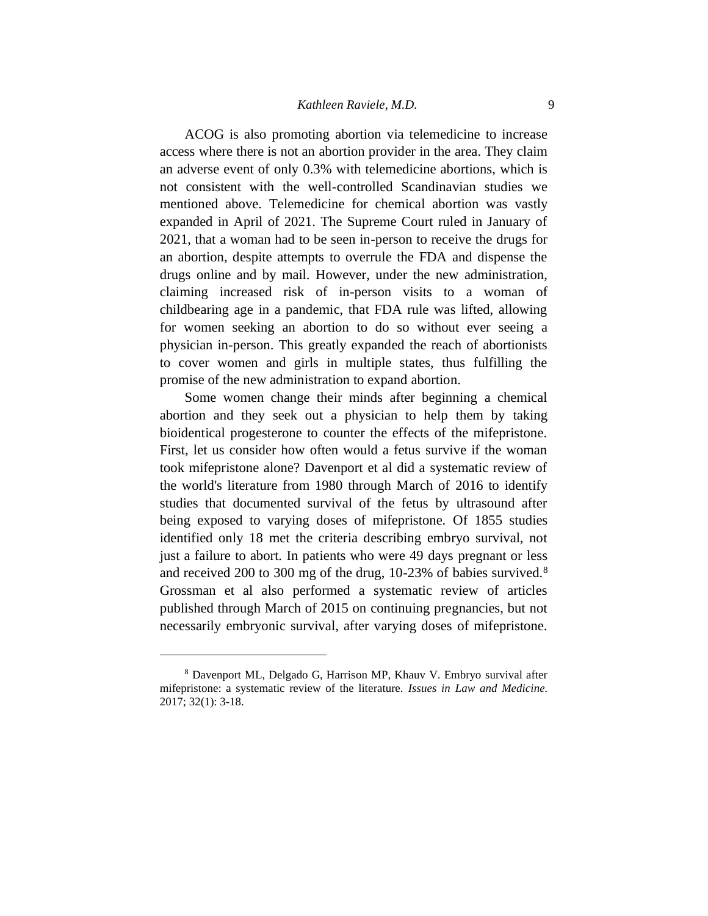ACOG is also promoting abortion via telemedicine to increase access where there is not an abortion provider in the area. They claim an adverse event of only 0.3% with telemedicine abortions, which is not consistent with the well-controlled Scandinavian studies we mentioned above. Telemedicine for chemical abortion was vastly expanded in April of 2021. The Supreme Court ruled in January of 2021, that a woman had to be seen in-person to receive the drugs for an abortion, despite attempts to overrule the FDA and dispense the drugs online and by mail. However, under the new administration, claiming increased risk of in-person visits to a woman of childbearing age in a pandemic, that FDA rule was lifted, allowing for women seeking an abortion to do so without ever seeing a physician in-person. This greatly expanded the reach of abortionists to cover women and girls in multiple states, thus fulfilling the promise of the new administration to expand abortion.

Some women change their minds after beginning a chemical abortion and they seek out a physician to help them by taking bioidentical progesterone to counter the effects of the mifepristone. First, let us consider how often would a fetus survive if the woman took mifepristone alone? Davenport et al did a systematic review of the world's literature from 1980 through March of 2016 to identify studies that documented survival of the fetus by ultrasound after being exposed to varying doses of mifepristone. Of 1855 studies identified only 18 met the criteria describing embryo survival, not just a failure to abort. In patients who were 49 days pregnant or less and received 200 to 300 mg of the drug, 10-23% of babies survived.[8] Grossman et al also performed a systematic review of articles published through March of 2015 on continuing pregnancies, but not necessarily embryonic survival, after varying doses of mifepristone.

---

[8] Davenport ML, Delgado G, Harrison MP, Khauv V. Embryo survival after mifepristone: a systematic review of the literature. *Issues in Law and Medicine.* 2017; 32(1): 3-18.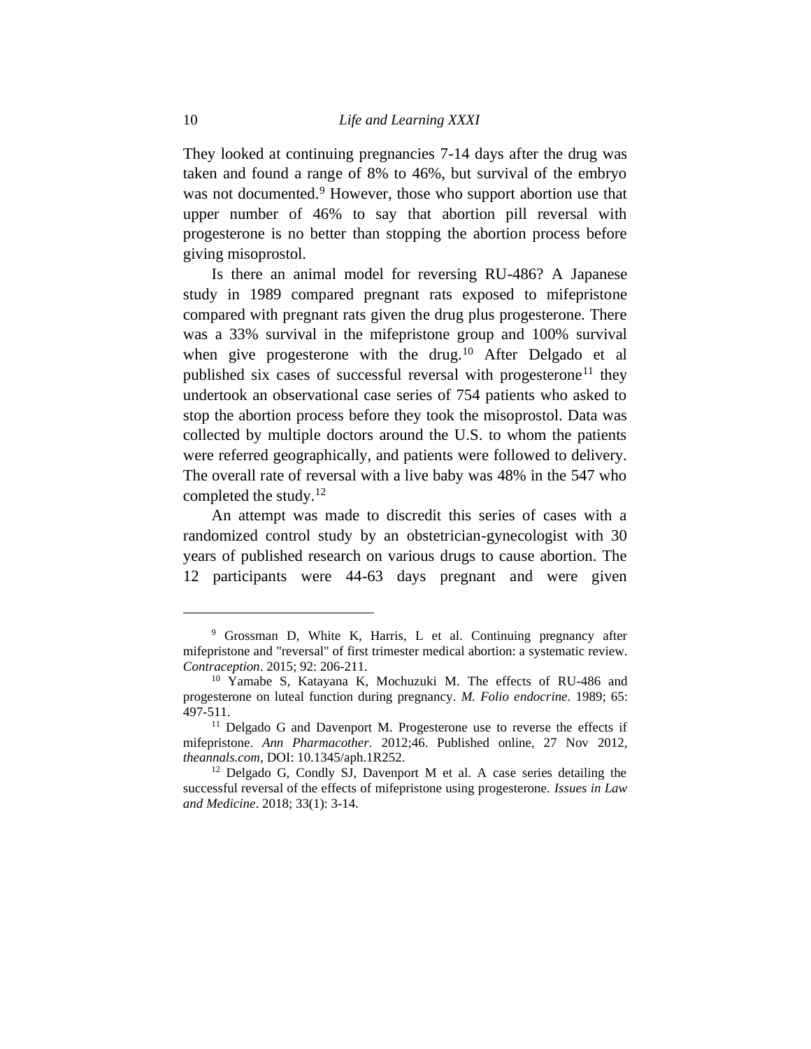They looked at continuing pregnancies 7-14 days after the drug was taken and found a range of 8% to 46%, but survival of the embryo was not documented.[9] However, those who support abortion use that upper number of 46% to say that abortion pill reversal with progesterone is no better than stopping the abortion process before giving misoprostol.

Is there an animal model for reversing RU-486? A Japanese study in 1989 compared pregnant rats exposed to mifepristone compared with pregnant rats given the drug plus progesterone. There was a 33% survival in the mifepristone group and 100% survival when give progesterone with the drug.[10] After Delgado et al published six cases of successful reversal with progesterone[11] they undertook an observational case series of 754 patients who asked to stop the abortion process before they took the misoprostol. Data was collected by multiple doctors around the U.S. to whom the patients were referred geographically, and patients were followed to delivery. The overall rate of reversal with a live baby was 48% in the 547 who completed the study.[12]

An attempt was made to discredit this series of cases with a randomized control study by an obstetrician-gynecologist with 30 years of published research on various drugs to cause abortion. The 12 participants were 44-63 days pregnant and were given

---

[9] Grossman D, White K, Harris, L et al. Continuing pregnancy after mifepristone and "reversal" of first trimester medical abortion: a systematic review. *Contraception*. 2015; 92: 206-211.

[10] Yamabe S, Katayana K, Mochuzuki M. The effects of RU-486 and progesterone on luteal function during pregnancy. *M. Folio endocrine*. 1989; 65: 497-511.

[11] Delgado G and Davenport M. Progesterone use to reverse the effects if mifepristone. *Ann Pharmacother*. 2012;46. Published online, 27 Nov 2012, *theannals.com*, DOI: 10.1345/aph.1R252.

[12] Delgado G, Condly SJ, Davenport M et al. A case series detailing the successful reversal of the effects of mifepristone using progesterone. *Issues in Law and Medicine*. 2018; 33(1): 3-14.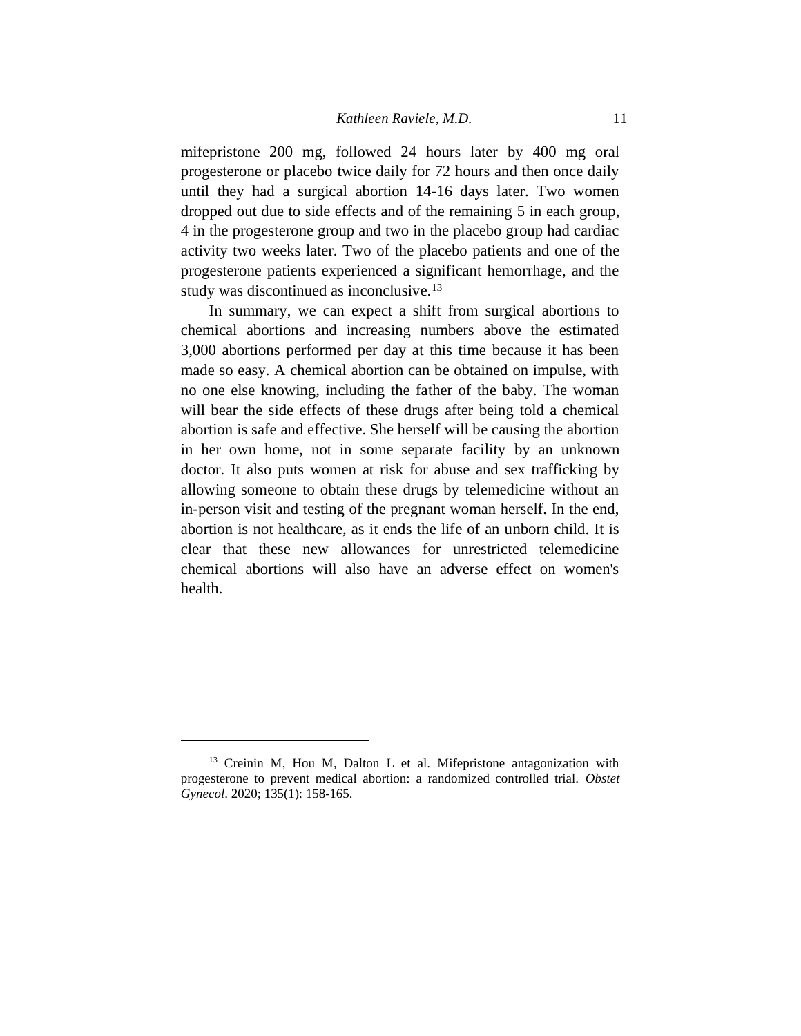mifepristone 200 mg, followed 24 hours later by 400 mg oral progesterone or placebo twice daily for 72 hours and then once daily until they had a surgical abortion 14-16 days later. Two women dropped out due to side effects and of the remaining 5 in each group, 4 in the progesterone group and two in the placebo group had cardiac activity two weeks later. Two of the placebo patients and one of the progesterone patients experienced a significant hemorrhage, and the study was discontinued as inconclusive.[13]

In summary, we can expect a shift from surgical abortions to chemical abortions and increasing numbers above the estimated 3,000 abortions performed per day at this time because it has been made so easy. A chemical abortion can be obtained on impulse, with no one else knowing, including the father of the baby. The woman will bear the side effects of these drugs after being told a chemical abortion is safe and effective. She herself will be causing the abortion in her own home, not in some separate facility by an unknown doctor. It also puts women at risk for abuse and sex trafficking by allowing someone to obtain these drugs by telemedicine without an in-person visit and testing of the pregnant woman herself. In the end, abortion is not healthcare, as it ends the life of an unborn child. It is clear that these new allowances for unrestricted telemedicine chemical abortions will also have an adverse effect on women's health.

---

[13] Creinin M, Hou M, Dalton L et al. Mifepristone antagonization with progesterone to prevent medical abortion: a randomized controlled trial. *Obstet Gynecol*. 2020; 135(1): 158-165.